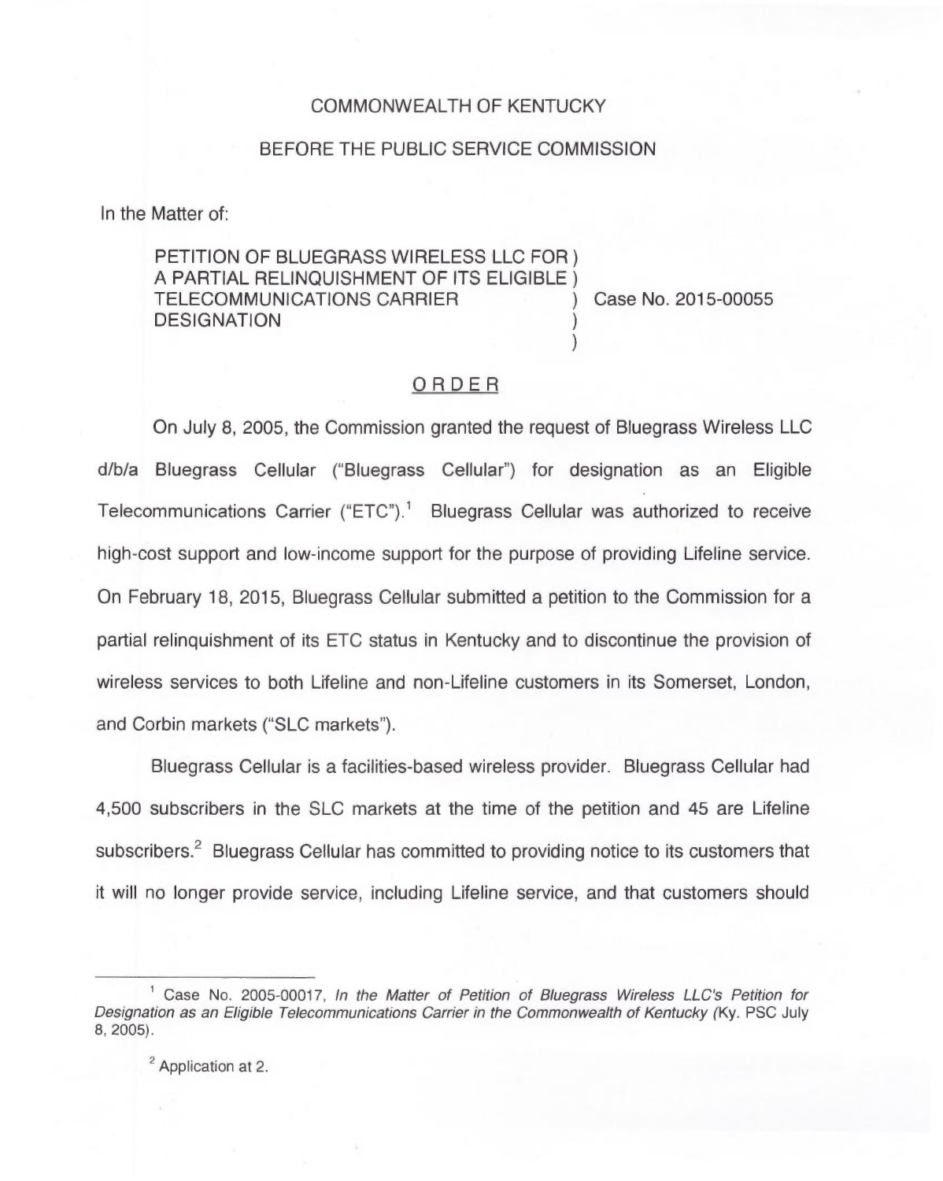COMMONWEALTH OF KENTUCKY

BEFORE THE PUBLIC SERVICE COMMISSION

In the Matter of:

PETITION OF BLUEGRASS WIRELESS LLC FOR A PARTIAL RELINQUISHMENT OF ITS ELIGIBLE TELECOMMUNICATIONS CARRIER DESIGNATION ) Case No. 2015-00055

## ORDER

On July 8, 2005, the Commission granted the request of Bluegrass Wireless LLC d/b/a Bluegrass Cellular ("Bluegrass Cellular") for designation as an Eligible Telecommunications Carrier ("ETC").[1] Bluegrass Cellular was authorized to receive high-cost support and low-income support for the purpose of providing Lifeline service. On February 18, 2015, Bluegrass Cellular submitted a petition to the Commission for a partial relinquishment of its ETC status in Kentucky and to discontinue the provision of wireless services to both Lifeline and non-Lifeline customers in its Somerset, London, and Corbin markets ("SLC markets").

Bluegrass Cellular is a facilities-based wireless provider. Bluegrass Cellular had 4,500 subscribers in the SLC markets at the time of the petition and 45 are Lifeline subscribers.[2] Bluegrass Cellular has committed to providing notice to its customers that it will no longer provide service, including Lifeline service, and that customers should

---

[1] Case No. 2005-00017, *In the Matter of Petition of Bluegrass Wireless LLC's Petition for Designation as an Eligible Telecommunications Carrier in the Commonwealth of Kentucky* (Ky. PSC July 8, 2005).

[2] Application at 2.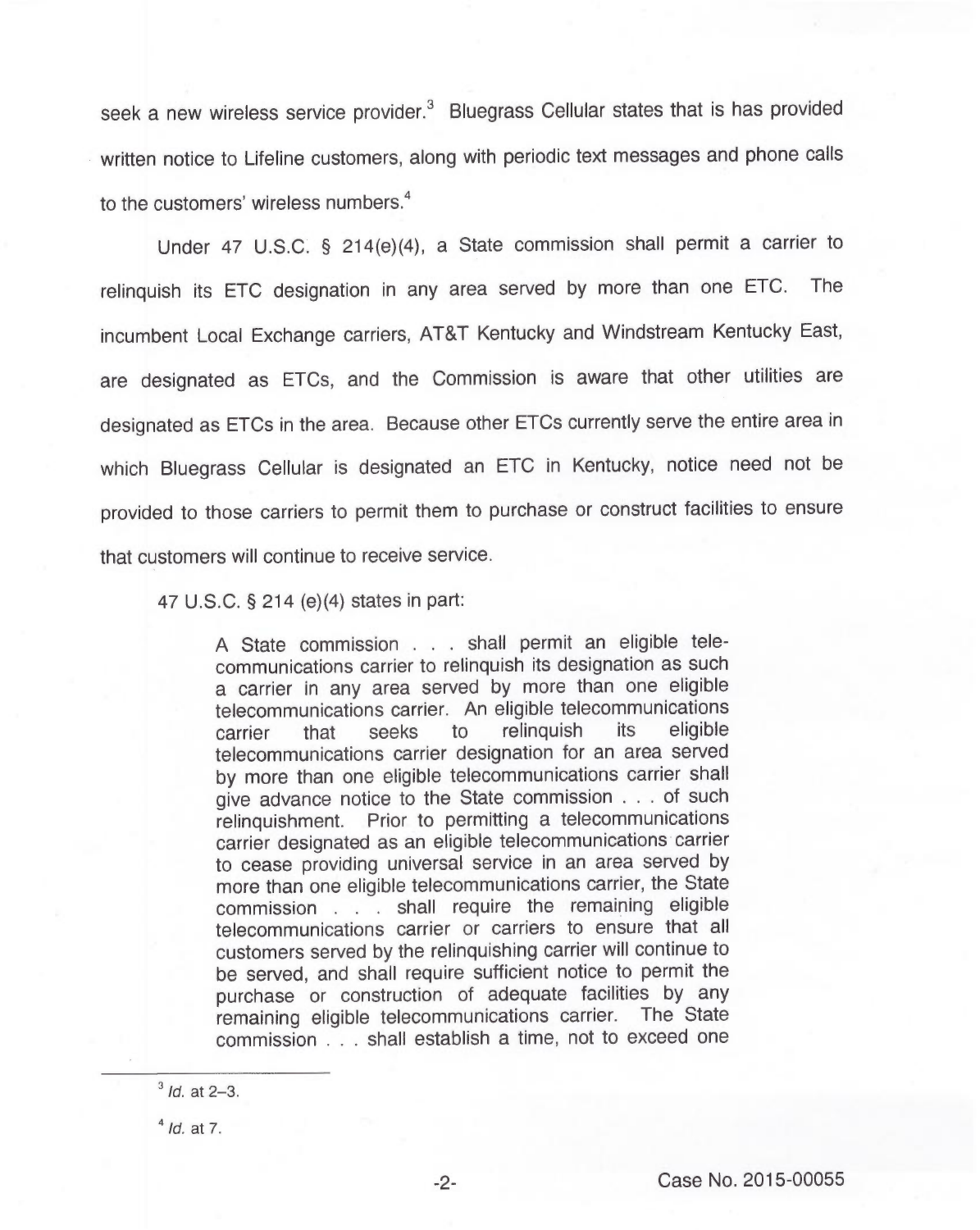seek a new wireless service provider.[3] Bluegrass Cellular states that is has provided written notice to Lifeline customers, along with periodic text messages and phone calls to the customers' wireless numbers.[4]

Under 47 U.S.C. § 214(e)(4), a State commission shall permit a carrier to relinquish its ETC designation in any area served by more than one ETC. The incumbent Local Exchange carriers, AT&T Kentucky and Windstream Kentucky East, are designated as ETCs, and the Commission is aware that other utilities are designated as ETCs in the area. Because other ETCs currently serve the entire area in which Bluegrass Cellular is designated an ETC in Kentucky, notice need not be provided to those carriers to permit them to purchase or construct facilities to ensure that customers will continue to receive service.

47 U.S.C. § 214 (e)(4) states in part:

> A State commission . . . shall permit an eligible telecommunications carrier to relinquish its designation as such a carrier in any area served by more than one eligible telecommunications carrier. An eligible telecommunications carrier that seeks to relinquish its eligible telecommunications carrier designation for an area served by more than one eligible telecommunications carrier shall give advance notice to the State commission . . . of such relinquishment. Prior to permitting a telecommunications carrier designated as an eligible telecommunications carrier to cease providing universal service in an area served by more than one eligible telecommunications carrier, the State commission . . . shall require the remaining eligible telecommunications carrier or carriers to ensure that all customers served by the relinquishing carrier will continue to be served, and shall require sufficient notice to permit the purchase or construction of adequate facilities by any remaining eligible telecommunications carrier. The State commission . . . shall establish a time, not to exceed one

---

[3] *Id.* at 2–3.

[4] *Id.* at 7.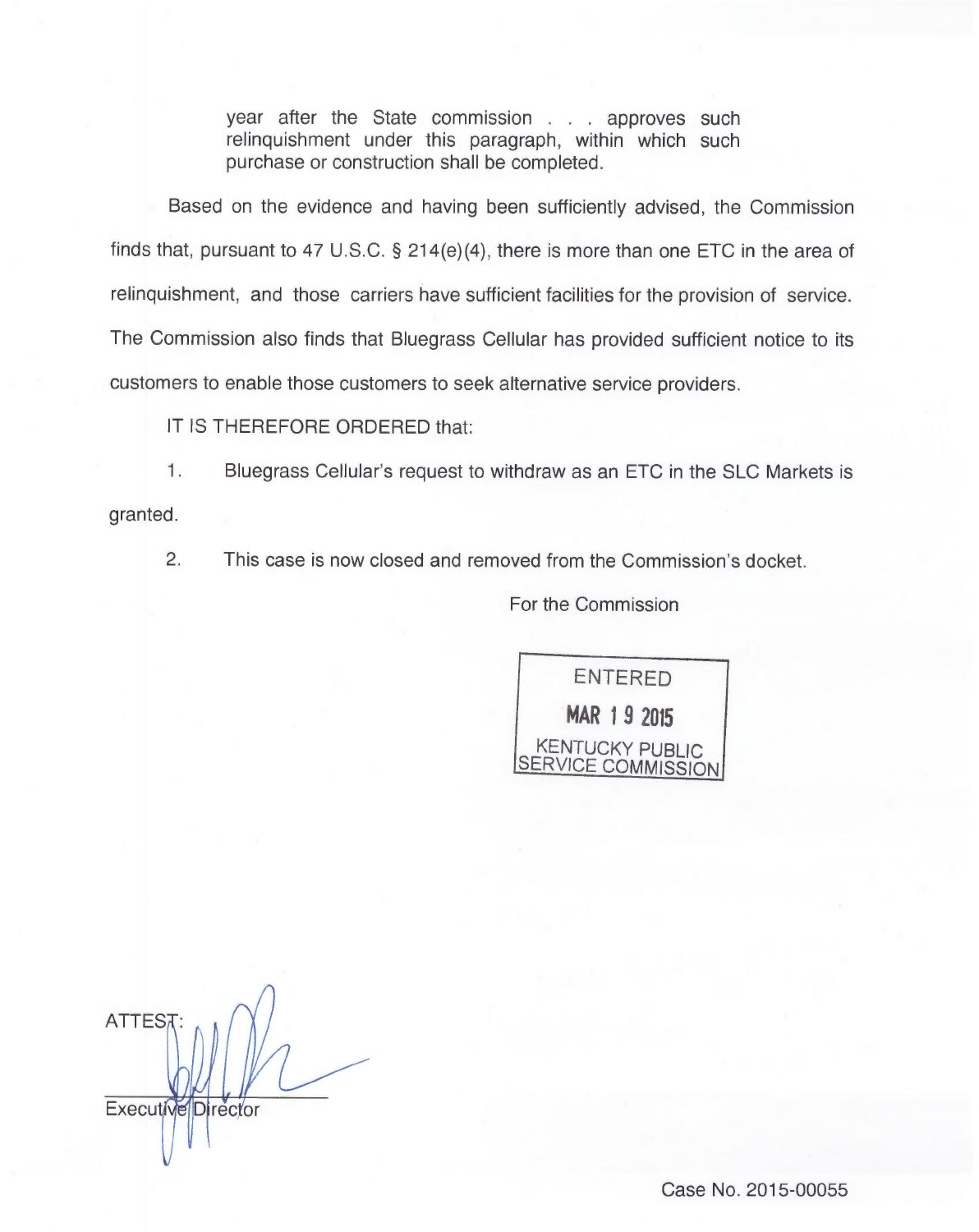> year after the State commission . . . approves such relinquishment under this paragraph, within which such purchase or construction shall be completed.

Based on the evidence and having been sufficiently advised, the Commission finds that, pursuant to 47 U.S.C. § 214(e)(4), there is more than one ETC in the area of relinquishment, and those carriers have sufficient facilities for the provision of service. The Commission also finds that Bluegrass Cellular has provided sufficient notice to its customers to enable those customers to seek alternative service providers.

IT IS THEREFORE ORDERED that:

1. Bluegrass Cellular's request to withdraw as an ETC in the SLC Markets is granted.

2. This case is now closed and removed from the Commission's docket.

For the Commission

ENTERED
MAR 19 2015
KENTUCKY PUBLIC SERVICE COMMISSION

ATTEST:

Executive Director

Case No. 2015-00055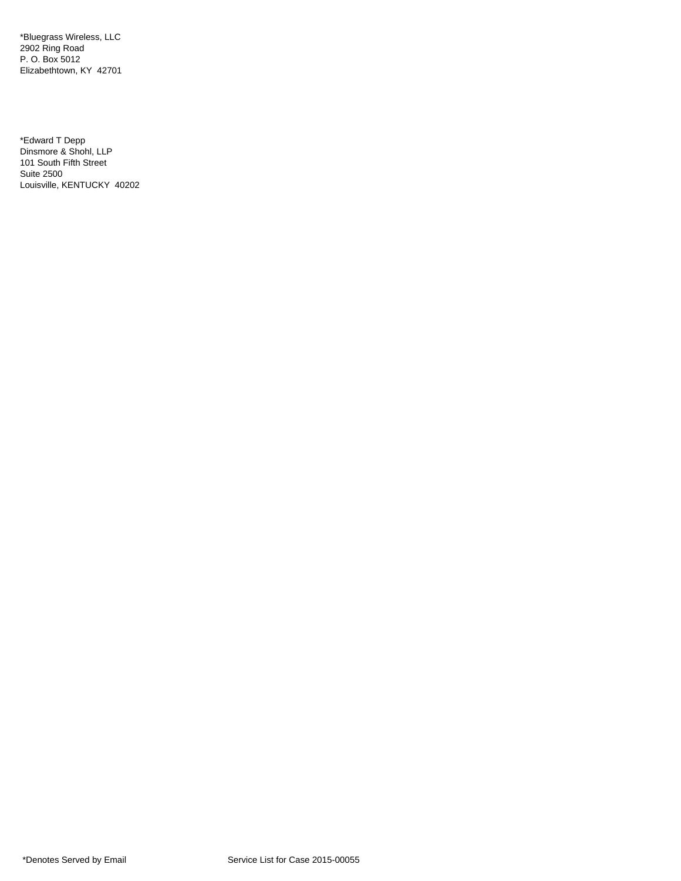*Bluegrass Wireless, LLC
2902 Ring Road
P. O. Box 5012
Elizabethtown, KY  42701

*Edward T Depp
Dinsmore & Shohl, LLP
101 South Fifth Street
Suite 2500
Louisville, KENTUCKY  40202

*Denotes Served by Email

Service List for Case 2015-00055